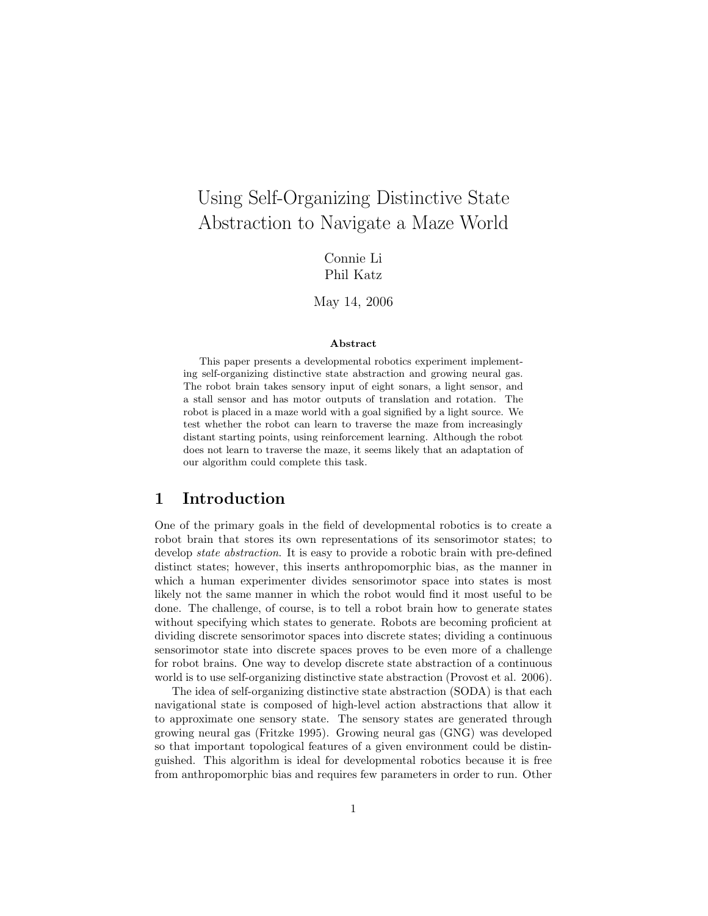# Using Self-Organizing Distinctive State Abstraction to Navigate a Maze World

Connie Li
Phil Katz

May 14, 2006

**Abstract**

This paper presents a developmental robotics experiment implementing self-organizing distinctive state abstraction and growing neural gas. The robot brain takes sensory input of eight sonars, a light sensor, and a stall sensor and has motor outputs of translation and rotation. The robot is placed in a maze world with a goal signified by a light source. We test whether the robot can learn to traverse the maze from increasingly distant starting points, using reinforcement learning. Although the robot does not learn to traverse the maze, it seems likely that an adaptation of our algorithm could complete this task.

## 1 Introduction

One of the primary goals in the field of developmental robotics is to create a robot brain that stores its own representations of its sensorimotor states; to develop *state abstraction*. It is easy to provide a robotic brain with pre-defined distinct states; however, this inserts anthropomorphic bias, as the manner in which a human experimenter divides sensorimotor space into states is most likely not the same manner in which the robot would find it most useful to be done. The challenge, of course, is to tell a robot brain how to generate states without specifying which states to generate. Robots are becoming proficient at dividing discrete sensorimotor spaces into discrete states; dividing a continuous sensorimotor state into discrete spaces proves to be even more of a challenge for robot brains. One way to develop discrete state abstraction of a continuous world is to use self-organizing distinctive state abstraction (Provost et al. 2006).

The idea of self-organizing distinctive state abstraction (SODA) is that each navigational state is composed of high-level action abstractions that allow it to approximate one sensory state. The sensory states are generated through growing neural gas (Fritzke 1995). Growing neural gas (GNG) was developed so that important topological features of a given environment could be distinguished. This algorithm is ideal for developmental robotics because it is free from anthropomorphic bias and requires few parameters in order to run. Other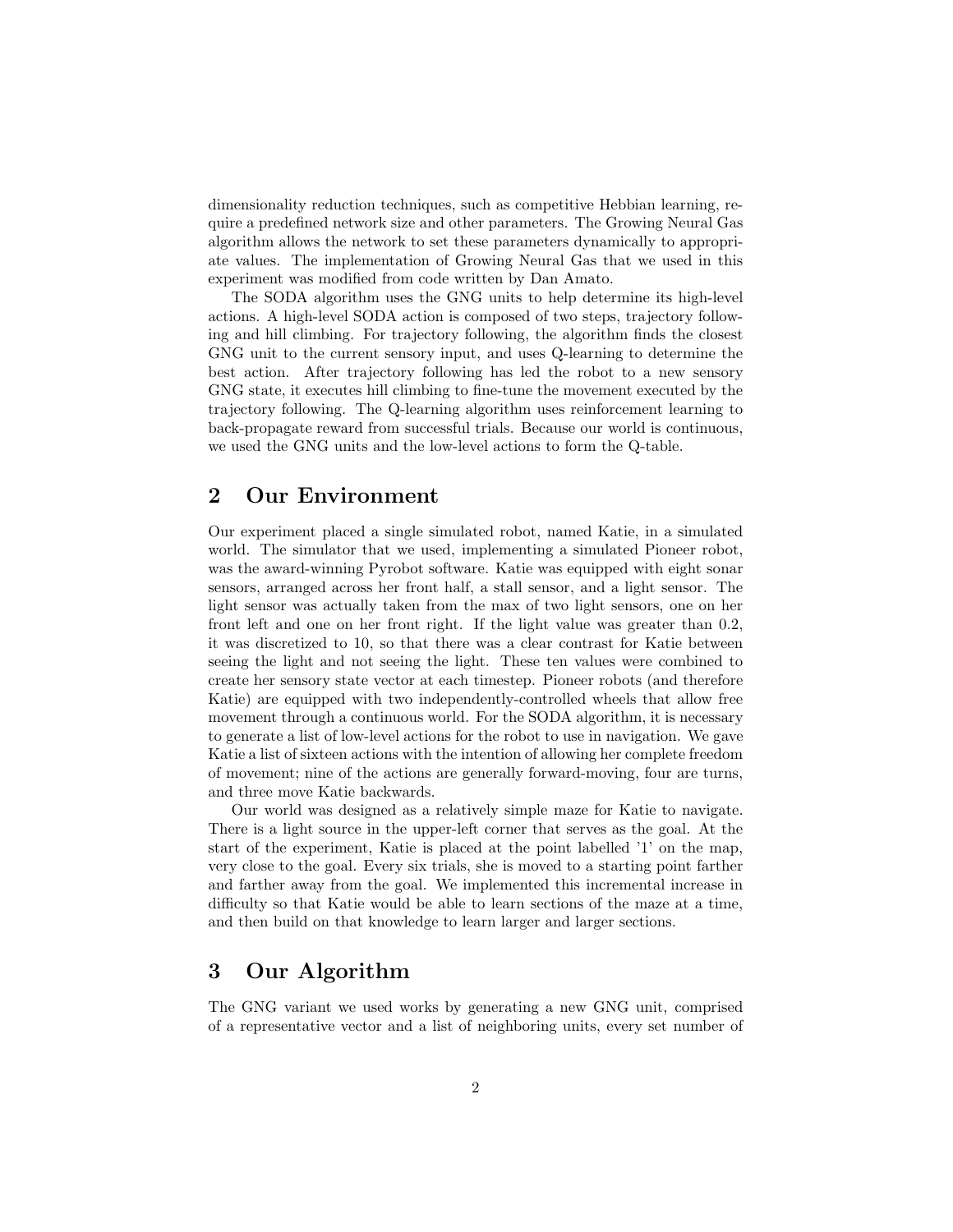dimensionality reduction techniques, such as competitive Hebbian learning, require a predefined network size and other parameters. The Growing Neural Gas algorithm allows the network to set these parameters dynamically to appropriate values. The implementation of Growing Neural Gas that we used in this experiment was modified from code written by Dan Amato.

The SODA algorithm uses the GNG units to help determine its high-level actions. A high-level SODA action is composed of two steps, trajectory following and hill climbing. For trajectory following, the algorithm finds the closest GNG unit to the current sensory input, and uses Q-learning to determine the best action. After trajectory following has led the robot to a new sensory GNG state, it executes hill climbing to fine-tune the movement executed by the trajectory following. The Q-learning algorithm uses reinforcement learning to back-propagate reward from successful trials. Because our world is continuous, we used the GNG units and the low-level actions to form the Q-table.

## 2 Our Environment

Our experiment placed a single simulated robot, named Katie, in a simulated world. The simulator that we used, implementing a simulated Pioneer robot, was the award-winning Pyrobot software. Katie was equipped with eight sonar sensors, arranged across her front half, a stall sensor, and a light sensor. The light sensor was actually taken from the max of two light sensors, one on her front left and one on her front right. If the light value was greater than 0.2, it was discretized to 10, so that there was a clear contrast for Katie between seeing the light and not seeing the light. These ten values were combined to create her sensory state vector at each timestep. Pioneer robots (and therefore Katie) are equipped with two independently-controlled wheels that allow free movement through a continuous world. For the SODA algorithm, it is necessary to generate a list of low-level actions for the robot to use in navigation. We gave Katie a list of sixteen actions with the intention of allowing her complete freedom of movement; nine of the actions are generally forward-moving, four are turns, and three move Katie backwards.

Our world was designed as a relatively simple maze for Katie to navigate. There is a light source in the upper-left corner that serves as the goal. At the start of the experiment, Katie is placed at the point labelled '1' on the map, very close to the goal. Every six trials, she is moved to a starting point farther and farther away from the goal. We implemented this incremental increase in difficulty so that Katie would be able to learn sections of the maze at a time, and then build on that knowledge to learn larger and larger sections.

## 3 Our Algorithm

The GNG variant we used works by generating a new GNG unit, comprised of a representative vector and a list of neighboring units, every set number of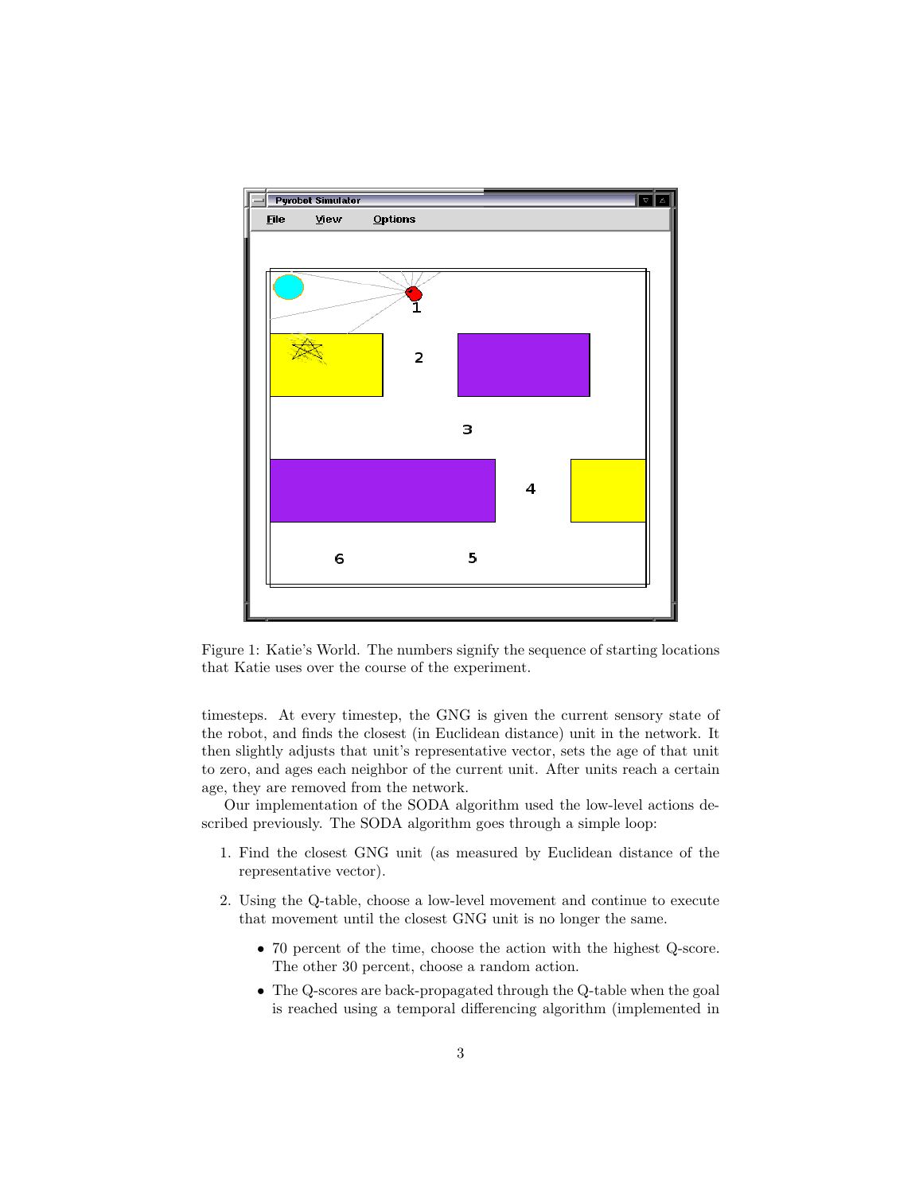Figure 1: Katie's World. The numbers signify the sequence of starting locations that Katie uses over the course of the experiment.

timesteps. At every timestep, the GNG is given the current sensory state of the robot, and finds the closest (in Euclidean distance) unit in the network. It then slightly adjusts that unit's representative vector, sets the age of that unit to zero, and ages each neighbor of the current unit. After units reach a certain age, they are removed from the network.

Our implementation of the SODA algorithm used the low-level actions described previously. The SODA algorithm goes through a simple loop:

1. Find the closest GNG unit (as measured by Euclidean distance of the representative vector).
2. Using the Q-table, choose a low-level movement and continue to execute that movement until the closest GNG unit is no longer the same.
   - 70 percent of the time, choose the action with the highest Q-score. The other 30 percent, choose a random action.
   - The Q-scores are back-propagated through the Q-table when the goal is reached using a temporal differencing algorithm (implemented in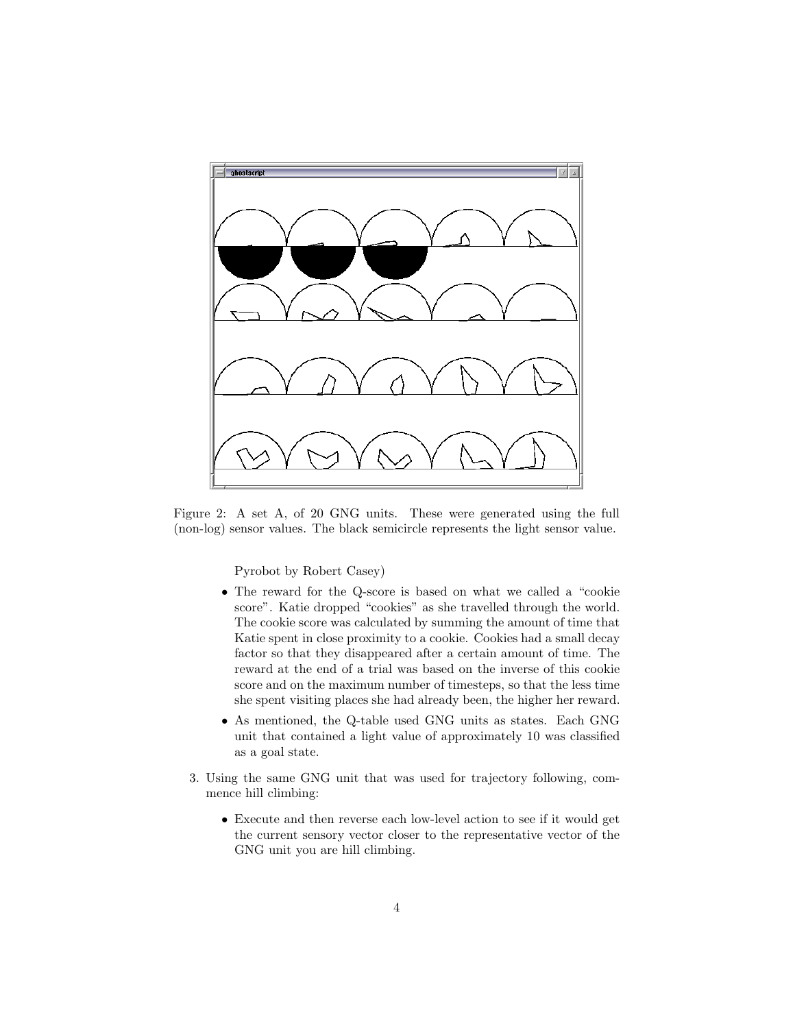Figure 2: A set A, of 20 GNG units. These were generated using the full (non-log) sensor values. The black semicircle represents the light sensor value.

Pyrobot by Robert Casey)

- The reward for the Q-score is based on what we called a "cookie score". Katie dropped "cookies" as she travelled through the world. The cookie score was calculated by summing the amount of time that Katie spent in close proximity to a cookie. Cookies had a small decay factor so that they disappeared after a certain amount of time. The reward at the end of a trial was based on the inverse of this cookie score and on the maximum number of timesteps, so that the less time she spent visiting places she had already been, the higher her reward.
- As mentioned, the Q-table used GNG units as states. Each GNG unit that contained a light value of approximately 10 was classified as a goal state.

3. Using the same GNG unit that was used for trajectory following, commence hill climbing:

   - Execute and then reverse each low-level action to see if it would get the current sensory vector closer to the representative vector of the GNG unit you are hill climbing.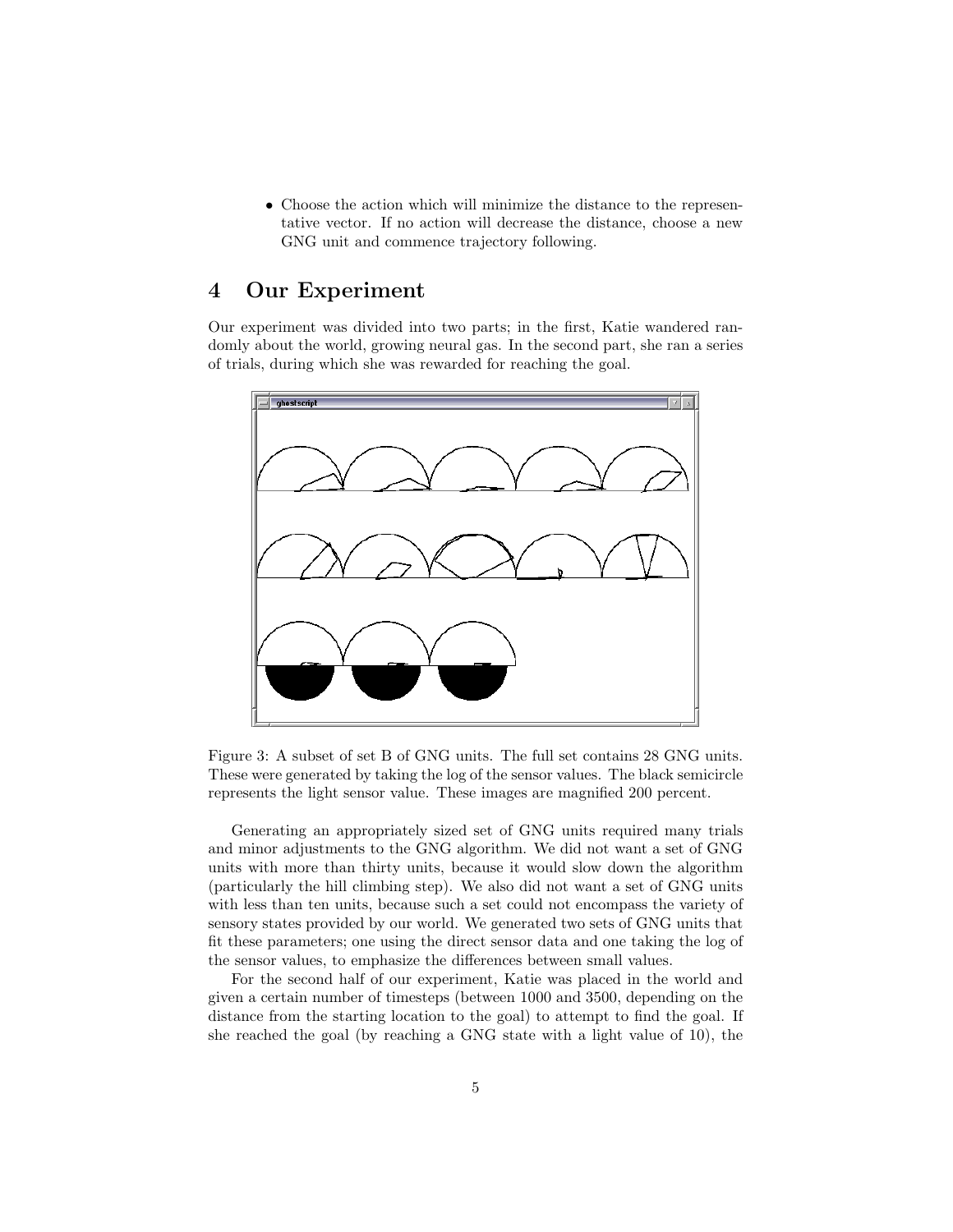- Choose the action which will minimize the distance to the representative vector. If no action will decrease the distance, choose a new GNG unit and commence trajectory following.

# 4 Our Experiment

Our experiment was divided into two parts; in the first, Katie wandered randomly about the world, growing neural gas. In the second part, she ran a series of trials, during which she was rewarded for reaching the goal.

Figure 3: A subset of set B of GNG units. The full set contains 28 GNG units. These were generated by taking the log of the sensor values. The black semicircle represents the light sensor value. These images are magnified 200 percent.

Generating an appropriately sized set of GNG units required many trials and minor adjustments to the GNG algorithm. We did not want a set of GNG units with more than thirty units, because it would slow down the algorithm (particularly the hill climbing step). We also did not want a set of GNG units with less than ten units, because such a set could not encompass the variety of sensory states provided by our world. We generated two sets of GNG units that fit these parameters; one using the direct sensor data and one taking the log of the sensor values, to emphasize the differences between small values.

For the second half of our experiment, Katie was placed in the world and given a certain number of timesteps (between 1000 and 3500, depending on the distance from the starting location to the goal) to attempt to find the goal. If she reached the goal (by reaching a GNG state with a light value of 10), the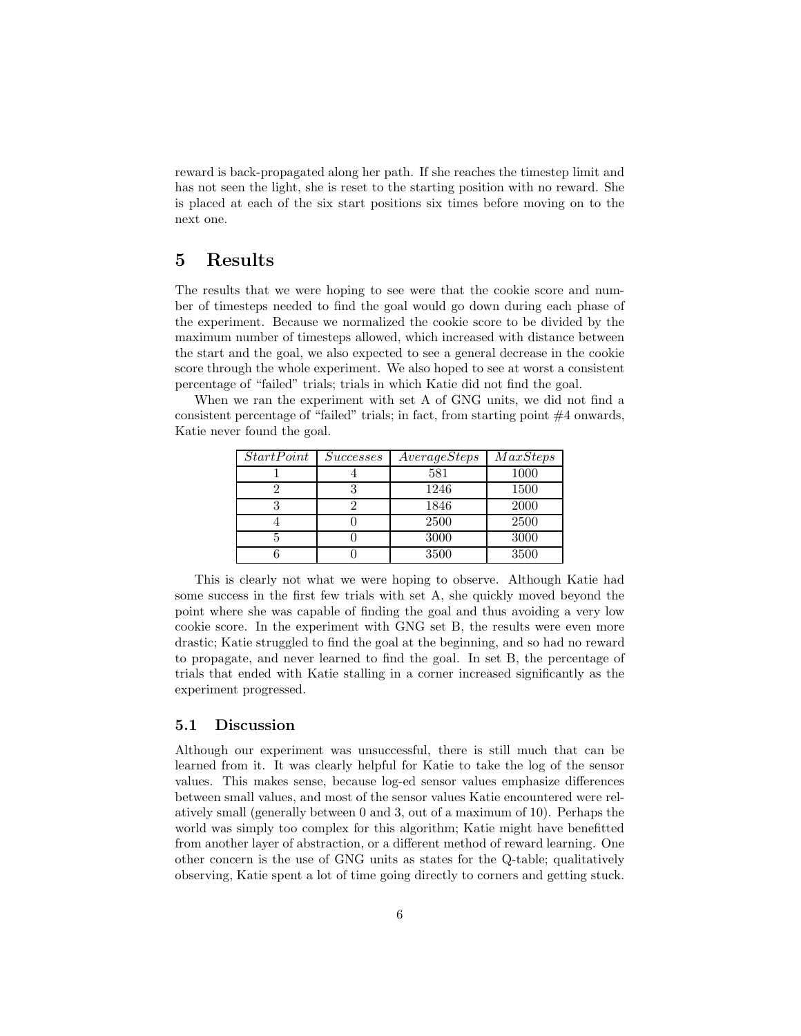reward is back-propagated along her path. If she reaches the timestep limit and has not seen the light, she is reset to the starting position with no reward. She is placed at each of the six start positions six times before moving on to the next one.

# 5 Results

The results that we were hoping to see were that the cookie score and number of timesteps needed to find the goal would go down during each phase of the experiment. Because we normalized the cookie score to be divided by the maximum number of timesteps allowed, which increased with distance between the start and the goal, we also expected to see a general decrease in the cookie score through the whole experiment. We also hoped to see at worst a consistent percentage of "failed" trials; trials in which Katie did not find the goal.

When we ran the experiment with set A of GNG units, we did not find a consistent percentage of "failed" trials; in fact, from starting point #4 onwards, Katie never found the goal.

| *StartPoint* | *Successes* | *AverageSteps* | *MaxSteps* |
|---|---|---|---|
| 1 | 4 | 581 | 1000 |
| 2 | 3 | 1246 | 1500 |
| 3 | 2 | 1846 | 2000 |
| 4 | 0 | 2500 | 2500 |
| 5 | 0 | 3000 | 3000 |
| 6 | 0 | 3500 | 3500 |

This is clearly not what we were hoping to observe. Although Katie had some success in the first few trials with set A, she quickly moved beyond the point where she was capable of finding the goal and thus avoiding a very low cookie score. In the experiment with GNG set B, the results were even more drastic; Katie struggled to find the goal at the beginning, and so had no reward to propagate, and never learned to find the goal. In set B, the percentage of trials that ended with Katie stalling in a corner increased significantly as the experiment progressed.

## 5.1 Discussion

Although our experiment was unsuccessful, there is still much that can be learned from it. It was clearly helpful for Katie to take the log of the sensor values. This makes sense, because log-ed sensor values emphasize differences between small values, and most of the sensor values Katie encountered were relatively small (generally between 0 and 3, out of a maximum of 10). Perhaps the world was simply too complex for this algorithm; Katie might have benefitted from another layer of abstraction, or a different method of reward learning. One other concern is the use of GNG units as states for the Q-table; qualitatively observing, Katie spent a lot of time going directly to corners and getting stuck.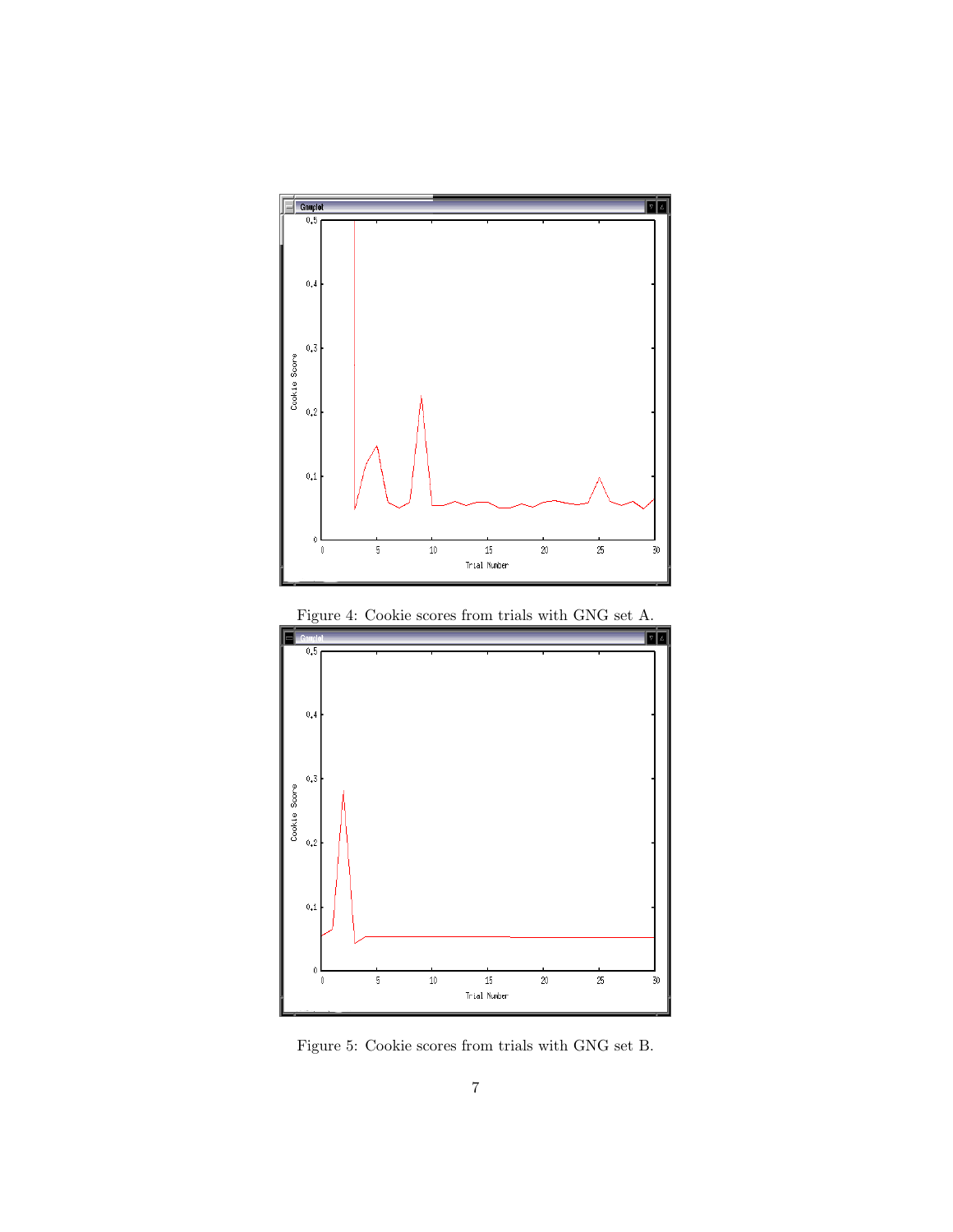Figure 4: Cookie scores from trials with GNG set A.

Figure 5: Cookie scores from trials with GNG set B.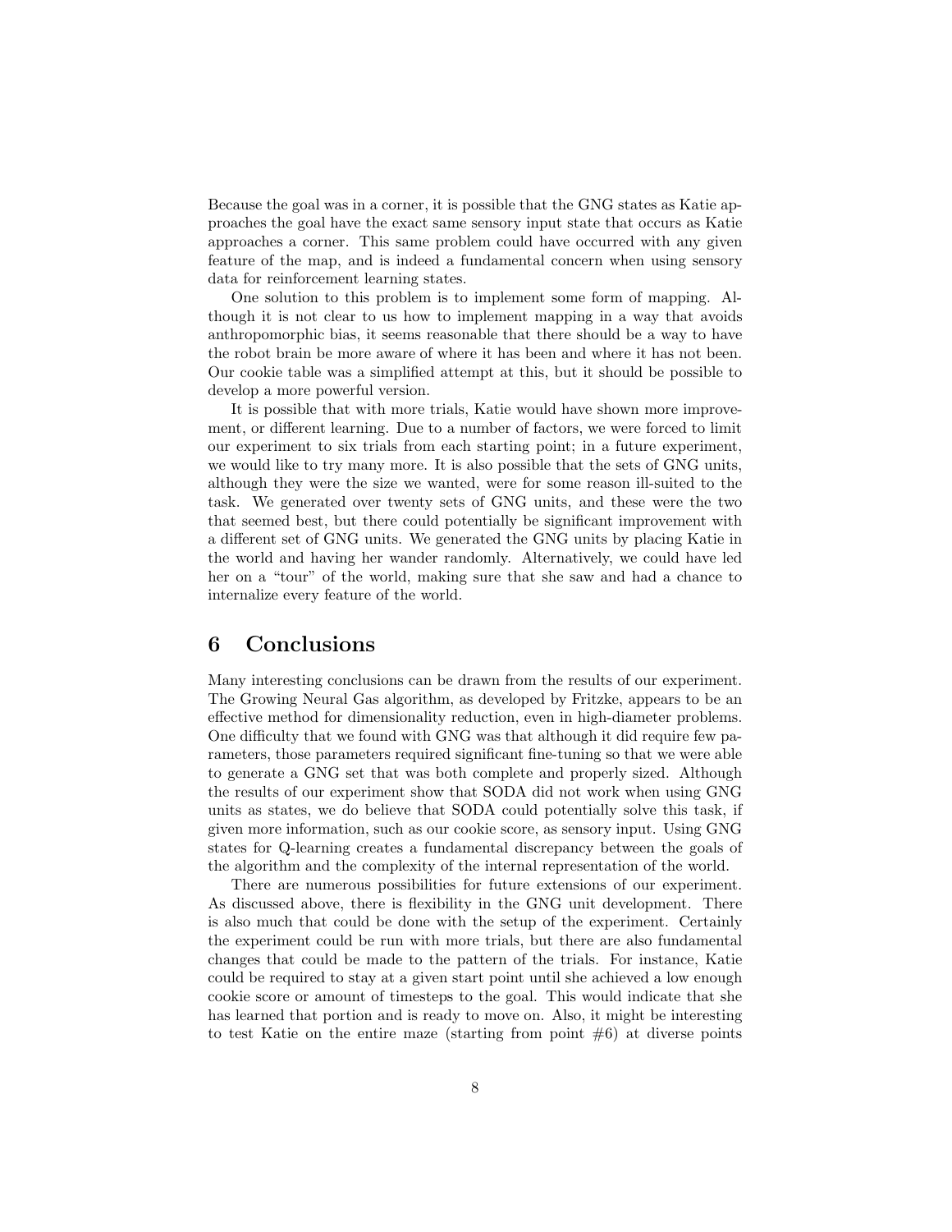Because the goal was in a corner, it is possible that the GNG states as Katie approaches the goal have the exact same sensory input state that occurs as Katie approaches a corner. This same problem could have occurred with any given feature of the map, and is indeed a fundamental concern when using sensory data for reinforcement learning states.

One solution to this problem is to implement some form of mapping. Although it is not clear to us how to implement mapping in a way that avoids anthropomorphic bias, it seems reasonable that there should be a way to have the robot brain be more aware of where it has been and where it has not been. Our cookie table was a simplified attempt at this, but it should be possible to develop a more powerful version.

It is possible that with more trials, Katie would have shown more improvement, or different learning. Due to a number of factors, we were forced to limit our experiment to six trials from each starting point; in a future experiment, we would like to try many more. It is also possible that the sets of GNG units, although they were the size we wanted, were for some reason ill-suited to the task. We generated over twenty sets of GNG units, and these were the two that seemed best, but there could potentially be significant improvement with a different set of GNG units. We generated the GNG units by placing Katie in the world and having her wander randomly. Alternatively, we could have led her on a "tour" of the world, making sure that she saw and had a chance to internalize every feature of the world.

# 6 Conclusions

Many interesting conclusions can be drawn from the results of our experiment. The Growing Neural Gas algorithm, as developed by Fritzke, appears to be an effective method for dimensionality reduction, even in high-diameter problems. One difficulty that we found with GNG was that although it did require few parameters, those parameters required significant fine-tuning so that we were able to generate a GNG set that was both complete and properly sized. Although the results of our experiment show that SODA did not work when using GNG units as states, we do believe that SODA could potentially solve this task, if given more information, such as our cookie score, as sensory input. Using GNG states for Q-learning creates a fundamental discrepancy between the goals of the algorithm and the complexity of the internal representation of the world.

There are numerous possibilities for future extensions of our experiment. As discussed above, there is flexibility in the GNG unit development. There is also much that could be done with the setup of the experiment. Certainly the experiment could be run with more trials, but there are also fundamental changes that could be made to the pattern of the trials. For instance, Katie could be required to stay at a given start point until she achieved a low enough cookie score or amount of timesteps to the goal. This would indicate that she has learned that portion and is ready to move on. Also, it might be interesting to test Katie on the entire maze (starting from point #6) at diverse points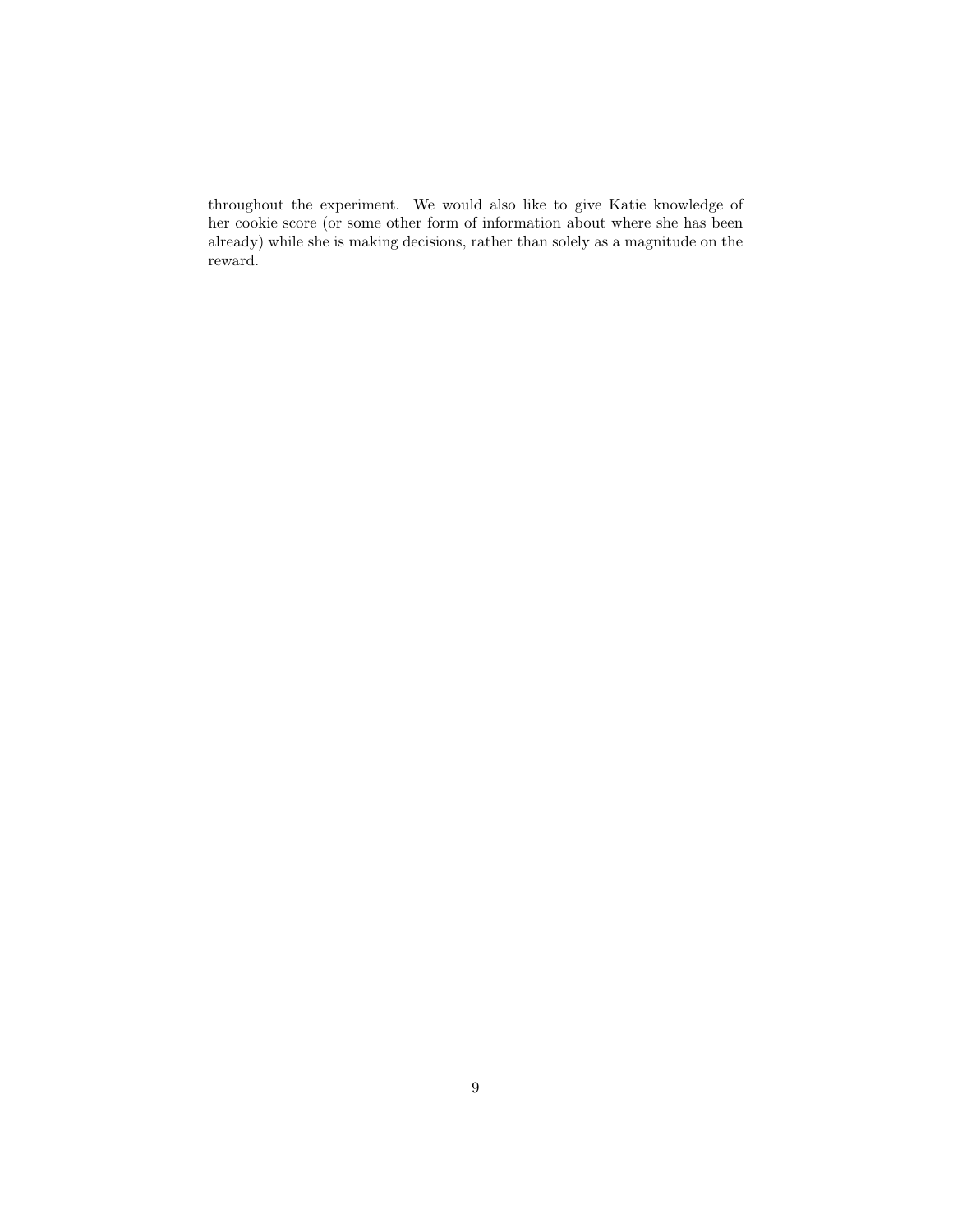throughout the experiment. We would also like to give Katie knowledge of her cookie score (or some other form of information about where she has been already) while she is making decisions, rather than solely as a magnitude on the reward.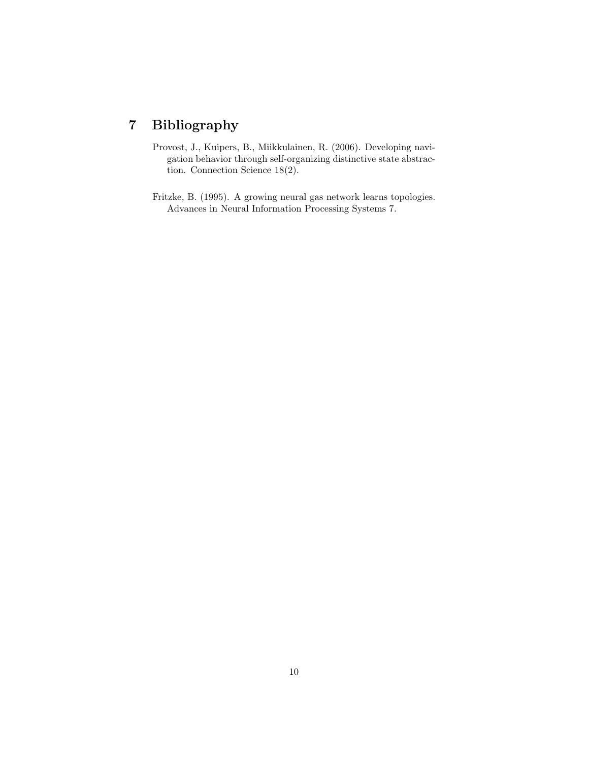# 7 Bibliography

Provost, J., Kuipers, B., Miikkulainen, R. (2006). Developing navigation behavior through self-organizing distinctive state abstraction. Connection Science 18(2).

Fritzke, B. (1995). A growing neural gas network learns topologies. Advances in Neural Information Processing Systems 7.